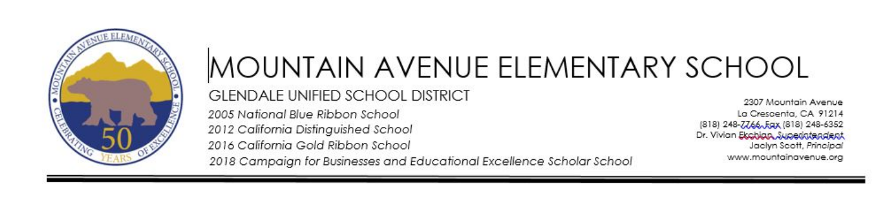# MOUNTAIN AVENUE ELEMENTARY SCHOOL

GLENDALE UNIFIED SCHOOL DISTRICT

*2005 National Blue Ribbon School*
*2012 California Distinguished School*
*2016 California Gold Ribbon School*
*2018 Campaign for Businesses and Educational Excellence Scholar School*

2307 Mountain Avenue
La Crescenta, CA 91214
(818) 248-7766, Fax (818) 248-6352
Dr. Vivian Ekchian, Superintendent
Jaclyn Scott, *Principal*
www.mountainavenue.org

---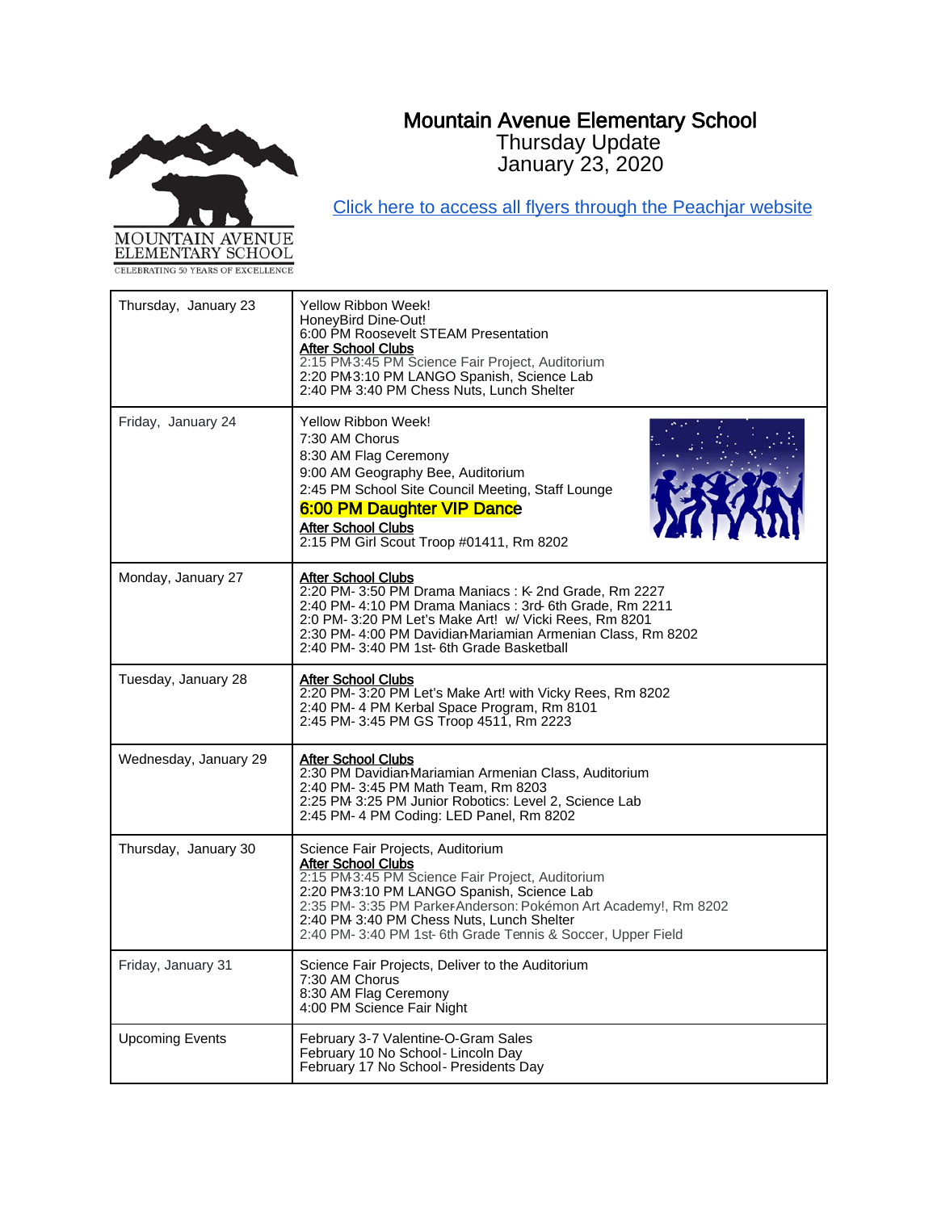# Mountain Avenue Elementary School

Thursday Update
January 23, 2020

Click here to access all flyers through the Peachjar website

| | |
|---|---|
| Thursday, January 23 | Yellow Ribbon Week!<br>HoneyBird Dine-Out!<br>6:00 PM Roosevelt STEAM Presentation<br>**After School Clubs**<br>2:15 PM-3:45 PM Science Fair Project, Auditorium<br>2:20 PM-3:10 PM LANGO Spanish, Science Lab<br>2:40 PM- 3:40 PM Chess Nuts, Lunch Shelter |
| Friday, January 24 | Yellow Ribbon Week!<br>7:30 AM Chorus<br>8:30 AM Flag Ceremony<br>9:00 AM Geography Bee, Auditorium<br>2:45 PM School Site Council Meeting, Staff Lounge<br>**6:00 PM Daughter VIP Dance**<br>**After School Clubs**<br>2:15 PM Girl Scout Troop #01411, Rm 8202 |
| Monday, January 27 | **After School Clubs**<br>2:20 PM- 3:50 PM Drama Maniacs : K- 2nd Grade, Rm 2227<br>2:40 PM- 4:10 PM Drama Maniacs : 3rd- 6th Grade, Rm 2211<br>2:0 PM- 3:20 PM Let's Make Art! w/ Vicki Rees, Rm 8201<br>2:30 PM- 4:00 PM Davidian-Mariamian Armenian Class, Rm 8202<br>2:40 PM- 3:40 PM 1st- 6th Grade Basketball |
| Tuesday, January 28 | **After School Clubs**<br>2:20 PM- 3:20 PM Let's Make Art! with Vicky Rees, Rm 8202<br>2:40 PM- 4 PM Kerbal Space Program, Rm 8101<br>2:45 PM- 3:45 PM GS Troop 4511, Rm 2223 |
| Wednesday, January 29 | **After School Clubs**<br>2:30 PM Davidian-Mariamian Armenian Class, Auditorium<br>2:40 PM- 3:45 PM Math Team, Rm 8203<br>2:25 PM- 3:25 PM Junior Robotics: Level 2, Science Lab<br>2:45 PM- 4 PM Coding: LED Panel, Rm 8202 |
| Thursday, January 30 | Science Fair Projects, Auditorium<br>**After School Clubs**<br>2:15 PM-3:45 PM Science Fair Project, Auditorium<br>2:20 PM-3:10 PM LANGO Spanish, Science Lab<br>2:35 PM- 3:35 PM Parker-Anderson: Pokémon Art Academy!, Rm 8202<br>2:40 PM- 3:40 PM Chess Nuts, Lunch Shelter<br>2:40 PM- 3:40 PM 1st- 6th Grade Tennis & Soccer, Upper Field |
| Friday, January 31 | Science Fair Projects, Deliver to the Auditorium<br>7:30 AM Chorus<br>8:30 AM Flag Ceremony<br>4:00 PM Science Fair Night |
| Upcoming Events | February 3-7 Valentine-O-Gram Sales<br>February 10 No School- Lincoln Day<br>February 17 No School- Presidents Day |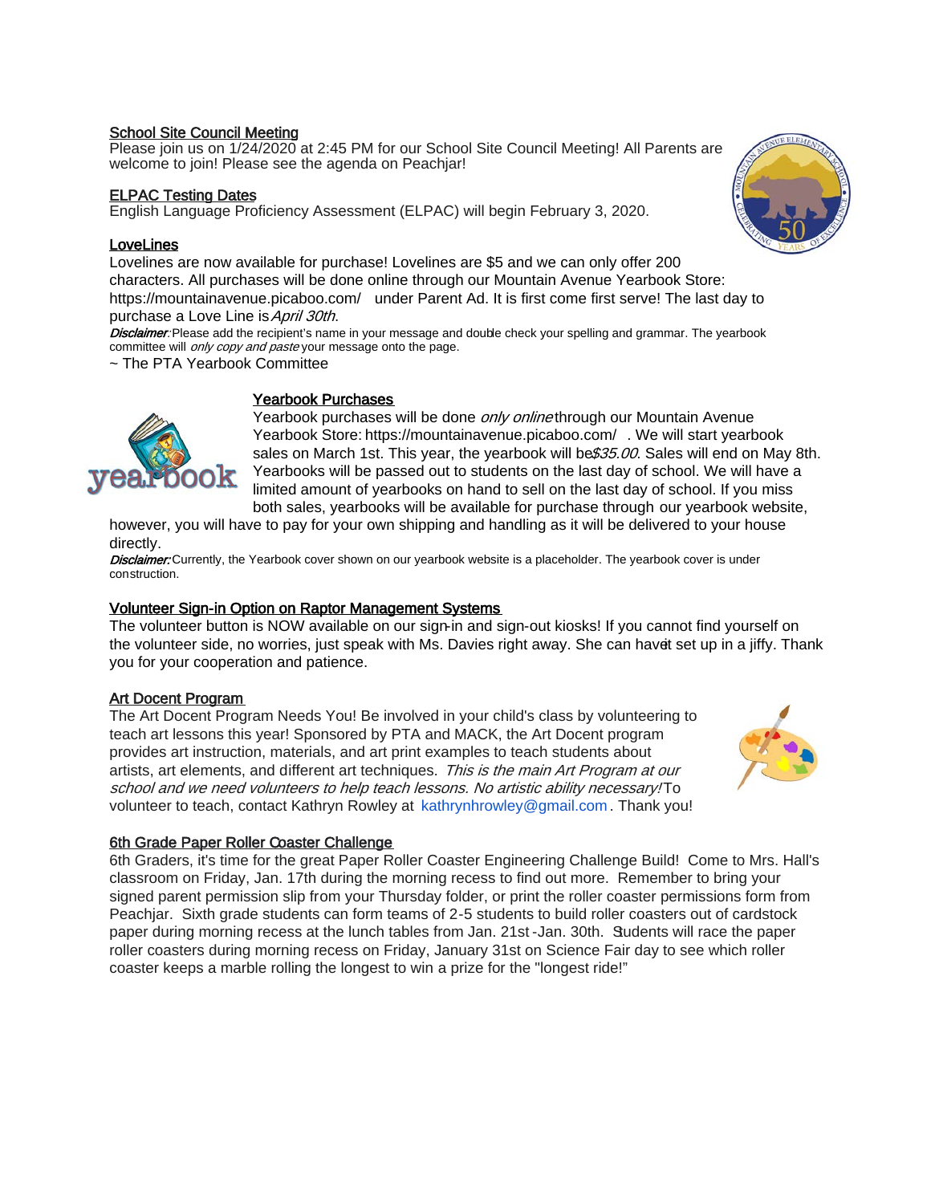## School Site Council Meeting

Please join us on 1/24/2020 at 2:45 PM for our School Site Council Meeting! All Parents are welcome to join! Please see the agenda on Peachjar!

## ELPAC Testing Dates

English Language Proficiency Assessment (ELPAC) will begin February 3, 2020.

## LoveLines

Lovelines are now available for purchase! Lovelines are $5 and we can only offer 200 characters. All purchases will be done online through our Mountain Avenue Yearbook Store: https://mountainavenue.picaboo.com/ under Parent Ad. It is first come first serve! The last day to purchase a Love Line is *April 30th*.

***Disclaimer*****:** Please add the recipient's name in your message and double check your spelling and grammar. The yearbook committee will *only copy and paste* your message onto the page.

~ The PTA Yearbook Committee

## Yearbook Purchases

Yearbook purchases will be done *only online* through our Mountain Avenue Yearbook Store: https://mountainavenue.picaboo.com/ . We will start yearbook sales on March 1st. This year, the yearbook will be *$35.00*. Sales will end on May 8th. Yearbooks will be passed out to students on the last day of school. We will have a limited amount of yearbooks on hand to sell on the last day of school. If you miss both sales, yearbooks will be available for purchase through our yearbook website, however, you will have to pay for your own shipping and handling as it will be delivered to your house directly.

***Disclaimer:*** Currently, the Yearbook cover shown on our yearbook website is a placeholder. The yearbook cover is under construction.

## Volunteer Sign-in Option on Raptor Management Systems

The volunteer button is NOW available on our sign-in and sign-out kiosks! If you cannot find yourself on the volunteer side, no worries, just speak with Ms. Davies right away. She can have it set up in a jiffy. Thank you for your cooperation and patience.

## Art Docent Program

The Art Docent Program Needs You! Be involved in your child's class by volunteering to teach art lessons this year! Sponsored by PTA and MACK, the Art Docent program provides art instruction, materials, and art print examples to teach students about artists, art elements, and different art techniques. *This is the main Art Program at our school and we need volunteers to help teach lessons. No artistic ability necessary!* To volunteer to teach, contact Kathryn Rowley at kathrynhrowley@gmail.com. Thank you!

## 6th Grade Paper Roller Coaster Challenge

6th Graders, it's time for the great Paper Roller Coaster Engineering Challenge Build! Come to Mrs. Hall's classroom on Friday, Jan. 17th during the morning recess to find out more. Remember to bring your signed parent permission slip from your Thursday folder, or print the roller coaster permissions form from Peachjar. Sixth grade students can form teams of 2-5 students to build roller coasters out of cardstock paper during morning recess at the lunch tables from Jan. 21st - Jan. 30th. Students will race the paper roller coasters during morning recess on Friday, January 31st on Science Fair day to see which roller coaster keeps a marble rolling the longest to win a prize for the "longest ride!"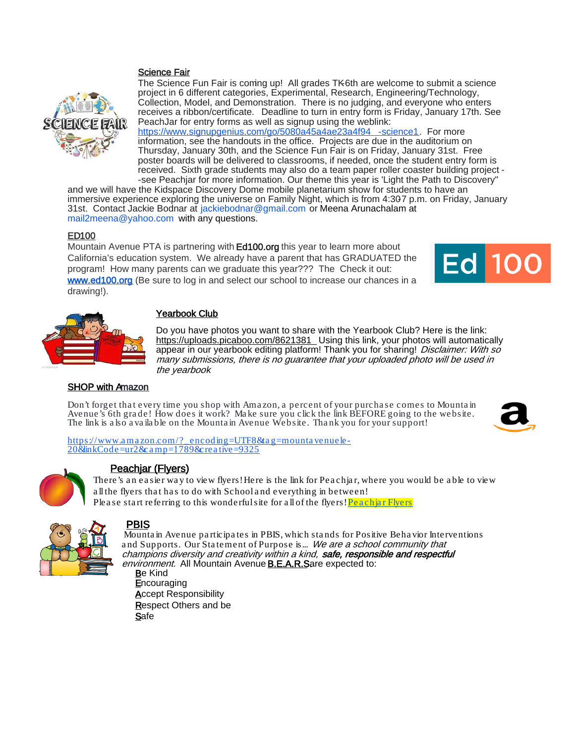## Science Fair

The Science Fun Fair is coming up! All grades TK-6th are welcome to submit a science project in 6 different categories, Experimental, Research, Engineering/Technology, Collection, Model, and Demonstration. There is no judging, and everyone who enters receives a ribbon/certificate. Deadline to turn in entry form is Friday, January 17th. See PeachJar for entry forms as well as signup using the weblink: https://www.signupgenius.com/go/5080a45a4ae23a4f94__-science1. For more information, see the handouts in the office. Projects are due in the auditorium on Thursday, January 30th, and the Science Fun Fair is on Friday, January 31st. Free poster boards will be delivered to classrooms, if needed, once the student entry form is received. Sixth grade students may also do a team paper roller coaster building project --see Peachjar for more information. Our theme this year is 'Light the Path to Discovery" and we will have the Kidspace Discovery Dome mobile planetarium show for students to have an immersive experience exploring the universe on Family Night, which is from 4:30-7 p.m. on Friday, January 31st. Contact Jackie Bodnar at jackiebodnar@gmail.com or Meena Arunachalam at mail2meena@yahoo.com with any questions.

## ED100

Mountain Avenue PTA is partnering with **Ed100.org** this year to learn more about California's education system. We already have a parent that has GRADUATED the program! How many parents can we graduate this year??? The Check it out: **www.ed100.org** (Be sure to log in and select our school to increase our chances in a drawing!).

## Yearbook Club

Do you have photos you want to share with the Yearbook Club? Here is the link: https://uploads.picaboo.com/8621381 Using this link, your photos will automatically appear in our yearbook editing platform! Thank you for sharing! *Disclaimer: With so many submissions, there is no guarantee that your uploaded photo will be used in the yearbook*

## SHOP with Amazon

Don't forget that every time you shop with Amazon, a percent of your purchase comes to Mountain Avenue's 6th grade! How does it work? Make sure you click the link BEFORE going to the website. The link is also available on the Mountain Avenue Website. Thank you for your support!

https://www.amazon.com/?_encoding=UTF8&tag=mountavenuele-20&linkCode=ur2&camp=1789&creative=9325

## Peachjar (Flyers)

There's an easier way to view flyers! Here is the link for Peachjar, where you would be able to view all the flyers that has to do with School and everything in between!
Please start referring to this wonderful site for all of the flyers! Peachjar Flyers

## PBIS

Mountain Avenue participates in PBIS, which stands for Positive Behavior Interventions and Supports. Our Statement of Purpose is... *We are a school community that champions diversity and creativity within a kind,* ***safe, responsible and respectful*** *environment.* All Mountain Avenue **B.E.A.R.S** are expected to:

- **B**e Kind
- **E**ncouraging
- **A**ccept Responsibility
- **R**espect Others and be
- **S**afe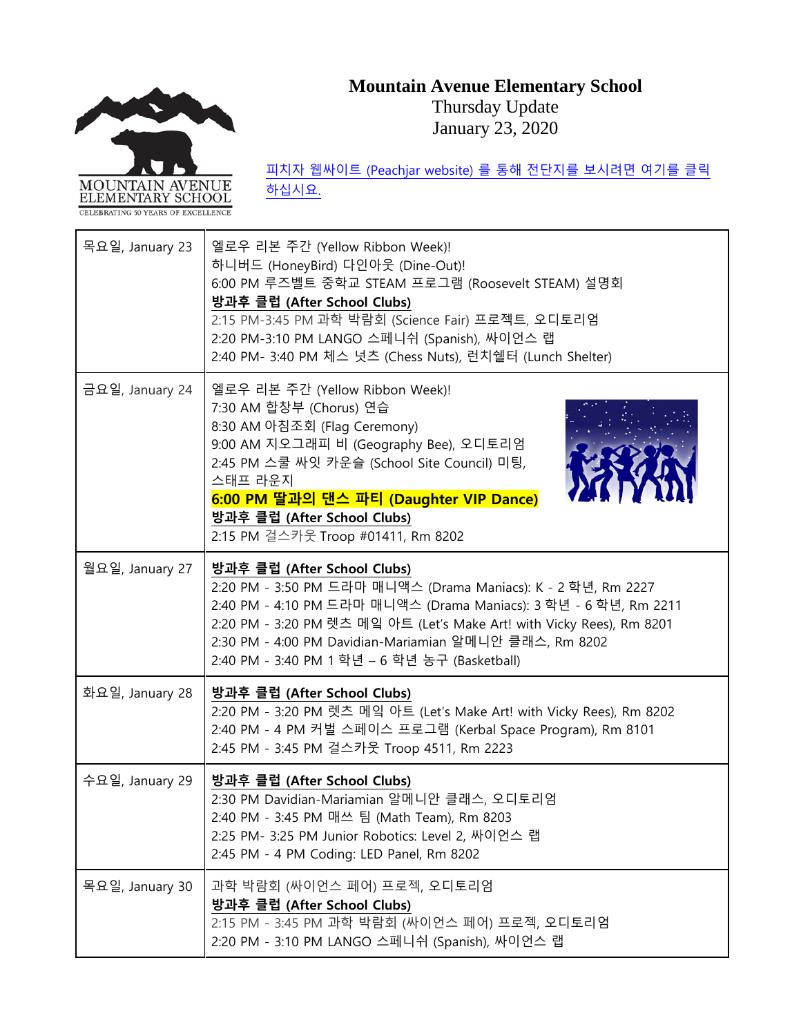# Mountain Avenue Elementary School

Thursday Update

January 23, 2020

피치자 웹싸이트 (Peachjar website) 를 통해 전단지를 보시려면 여기를 클릭 하십시요.

| | |
|---|---|
| 목요일, January 23 | 옐로우 리본 주간 (Yellow Ribbon Week)!<br>하니버드 (HoneyBird) 다인아웃 (Dine-Out)!<br>6:00 PM 루즈벨트 중학교 STEAM 프로그램 (Roosevelt STEAM) 설명회<br>**방과후 클럽 (After School Clubs)**<br>2:15 PM-3:45 PM 과학 박람회 (Science Fair) 프로젝트, 오디토리엄<br>2:20 PM-3:10 PM LANGO 스페니쉬 (Spanish), 싸이언스 랩<br>2:40 PM- 3:40 PM 체스 넛츠 (Chess Nuts), 런치쉘터 (Lunch Shelter) |
| 금요일, January 24 | 옐로우 리본 주간 (Yellow Ribbon Week)!<br>7:30 AM 합창부 (Chorus) 연습<br>8:30 AM 아침조회 (Flag Ceremony)<br>9:00 AM 지오그래피 비 (Geography Bee), 오디토리엄<br>2:45 PM 스쿨 싸잇 카운슬 (School Site Council) 미팅, 스태프 라운지<br>**6:00 PM 딸과의 댄스 파티 (Daughter VIP Dance)**<br>**방과후 클럽 (After School Clubs)**<br>2:15 PM 걸스카웃 Troop #01411, Rm 8202 |
| 월요일, January 27 | **방과후 클럽 (After School Clubs)**<br>2:20 PM - 3:50 PM 드라마 매니액스 (Drama Maniacs): K - 2 학년, Rm 2227<br>2:40 PM - 4:10 PM 드라마 매니액스 (Drama Maniacs): 3 학년 - 6 학년, Rm 2211<br>2:20 PM - 3:20 PM 렛츠 메잌 아트 (Let's Make Art! with Vicky Rees), Rm 8201<br>2:30 PM - 4:00 PM Davidian-Mariamian 알메니안 클래스, Rm 8202<br>2:40 PM - 3:40 PM 1 학년 – 6 학년 농구 (Basketball) |
| 화요일, January 28 | **방과후 클럽 (After School Clubs)**<br>2:20 PM - 3:20 PM 렛츠 메잌 아트 (Let's Make Art! with Vicky Rees), Rm 8202<br>2:40 PM - 4 PM 커벌 스페이스 프로그램 (Kerbal Space Program), Rm 8101<br>2:45 PM - 3:45 PM 걸스카웃 Troop 4511, Rm 2223 |
| 수요일, January 29 | **방과후 클럽 (After School Clubs)**<br>2:30 PM Davidian-Mariamian 알메니안 클래스, 오디토리엄<br>2:40 PM - 3:45 PM 매쓰 팀 (Math Team), Rm 8203<br>2:25 PM- 3:25 PM Junior Robotics: Level 2, 싸이언스 랩<br>2:45 PM - 4 PM Coding: LED Panel, Rm 8202 |
| 목요일, January 30 | 과학 박람회 (싸이언스 페어) 프로젝, 오디토리엄<br>**방과후 클럽 (After School Clubs)**<br>2:15 PM - 3:45 PM 과학 박람회 (싸이언스 페어) 프로젝, 오디토리엄<br>2:20 PM - 3:10 PM LANGO 스페니쉬 (Spanish), 싸이언스 랩 |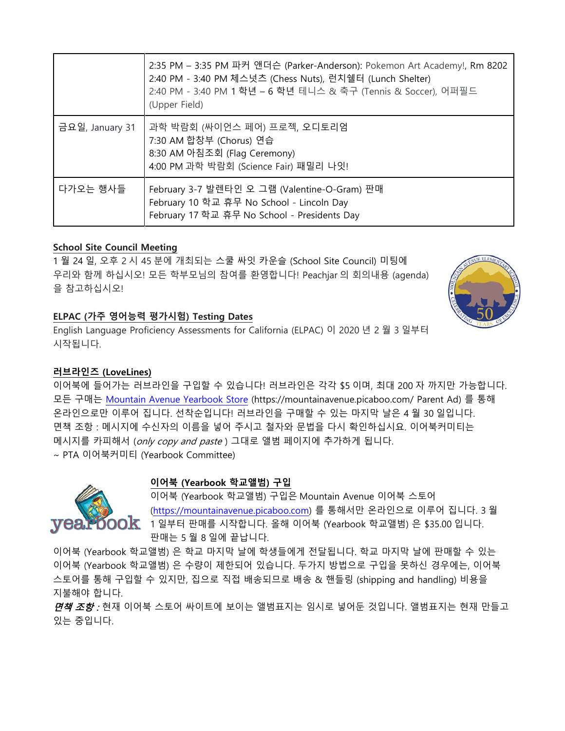| | |
|---|---|
| | 2:35 PM – 3:35 PM 파커 앤더슨 (Parker-Anderson): Pokemon Art Academy!, Rm 8202<br>2:40 PM - 3:40 PM 체스넛츠 (Chess Nuts), 런치쉘터 (Lunch Shelter)<br>2:40 PM - 3:40 PM 1 학년 – 6 학년 테니스 & 축구 (Tennis & Soccer), 어퍼필드 (Upper Field) |
| 금요일, January 31 | 과학 박람회 (싸이언스 페어) 프로젝, 오디토리엄<br>7:30 AM 합창부 (Chorus) 연습<br>8:30 AM 아침조회 (Flag Ceremony)<br>4:00 PM 과학 박람회 (Science Fair) 패밀리 나잇! |
| 다가오는 행사들 | February 3-7 발렌타인 오 그램 (Valentine-O-Gram) 판매<br>February 10 학교 휴무 No School - Lincoln Day<br>February 17 학교 휴무 No School - Presidents Day |

**School Site Council Meeting**

1 월 24 일, 오후 2 시 45 분에 개최되는 스쿨 싸잇 카운슬 (School Site Council) 미팅에 우리와 함께 하십시오! 모든 학부모님의 참여를 환영합니다! Peachjar 의 회의내용 (agenda) 을 참고하십시오!

**ELPAC (가주 영어능력 평가시험) Testing Dates**

English Language Proficiency Assessments for California (ELPAC) 이 2020 년 2 월 3 일부터 시작됩니다.

**러브라인즈 (LoveLines)**

이어북에 들어가는 러브라인을 구입할 수 있습니다! 러브라인은 각각 $5 이며, 최대 200 자 까지만 가능합니다. 모든 구매는 Mountain Avenue Yearbook Store (https://mountainavenue.picaboo.com/ Parent Ad) 를 통해 온라인으로만 이루어 집니다. 선착순입니다! 러브라인을 구매할 수 있는 마지막 날은 4 월 30 일입니다.
면책 조항 : 메시지에 수신자의 이름을 넣어 주시고 철자와 문법을 다시 확인하십시요. 이어북커미티는 메시지를 카피해서 (*only copy and paste* ) 그대로 앨범 페이지에 추가하게 됩니다.
~ PTA 이어북커미티 (Yearbook Committee)

**이어북 (Yearbook 학교앨범) 구입**

이어북 (Yearbook 학교앨범) 구입은 Mountain Avenue 이어북 스토어 (https://mountainavenue.picaboo.com) 를 통해서만 온라인으로 이루어 집니다. 3 월 1 일부터 판매를 시작합니다. 올해 이어북 (Yearbook 학교앨범) 은 $35.00 입니다. 판매는 5 월 8 일에 끝납니다.

이어북 (Yearbook 학교앨범) 은 학교 마지막 날에 학생들에게 전달됩니다. 학교 마지막 날에 판매할 수 있는 이어북 (Yearbook 학교앨범) 은 수량이 제한되어 있습니다. 두가지 방법으로 구입을 못하신 경우에는, 이어북 스토어를 통해 구입할 수 있지만, 집으로 직접 배송되므로 배송 & 핸들링 (shipping and handling) 비용을 지불해야 합니다.

***면책 조항 :*** 현재 이어북 스토어 싸이트에 보이는 앨범표지는 임시로 넣어둔 것입니다. 앨범표지는 현재 만들고 있는 중입니다.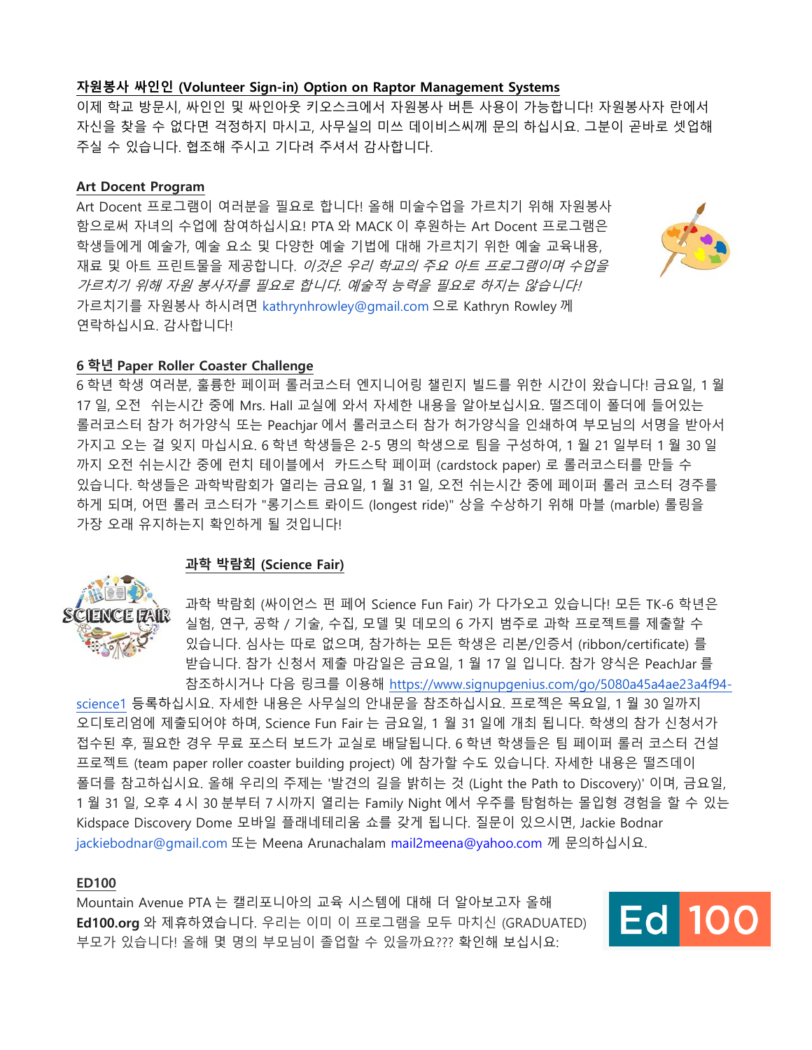**자원봉사 싸인인 (Volunteer Sign-in) Option on Raptor Management Systems**

이제 학교 방문시, 싸인인 및 싸인아웃 키오스크에서 자원봉사 버튼 사용이 가능합니다! 자원봉사자 란에서 자신을 찾을 수 없다면 걱정하지 마시고, 사무실의 미쓰 데이비스씨께 문의 하십시요. 그분이 곧바로 셋업해 주실 수 있습니다. 협조해 주시고 기다려 주셔서 감사합니다.

**Art Docent Program**

Art Docent 프로그램이 여러분을 필요로 합니다! 올해 미술수업을 가르치기 위해 자원봉사 함으로써 자녀의 수업에 참여하십시요! PTA 와 MACK 이 후원하는 Art Docent 프로그램은 학생들에게 예술가, 예술 요소 및 다양한 예술 기법에 대해 가르치기 위한 예술 교육내용, 재료 및 아트 프린트물을 제공합니다. *이것은 우리 학교의 주요 아트 프로그램이며 수업을 가르치기 위해 자원 봉사자를 필요로 합니다. 예술적 능력을 필요로 하지는 않습니다!* 가르치기를 자원봉사 하시려면 kathrynhrowley@gmail.com 으로 Kathryn Rowley 께 연락하십시요. 감사합니다!

**6 학년 Paper Roller Coaster Challenge**

6 학년 학생 여러분, 훌륭한 페이퍼 롤러코스터 엔지니어링 챌린지 빌드를 위한 시간이 왔습니다! 금요일, 1 월 17 일, 오전 쉬는시간 중에 Mrs. Hall 교실에 와서 자세한 내용을 알아보십시요. 떨즈데이 폴더에 들어있는 롤러코스터 참가 허가양식 또는 Peachjar 에서 롤러코스터 참가 허가양식을 인쇄하여 부모님의 서명을 받아서 가지고 오는 걸 잊지 마십시요. 6 학년 학생들은 2-5 명의 학생으로 팀을 구성하여, 1 월 21 일부터 1 월 30 일까지 오전 쉬는시간 중에 런치 테이블에서 카드스탁 페이퍼 (cardstock paper) 로 롤러코스터를 만들 수 있습니다. 학생들은 과학박람회가 열리는 금요일, 1 월 31 일, 오전 쉬는시간 중에 페이퍼 롤러 코스터 경주를 하게 되며, 어떤 롤러 코스터가 "롱기스트 롸이드 (longest ride)" 상을 수상하기 위해 마블 (marble) 롤링을 가장 오래 유지하는지 확인하게 될 것입니다!

**과학 박람회 (Science Fair)**

과학 박람회 (싸이언스 펀 페어 Science Fun Fair) 가 다가오고 있습니다! 모든 TK-6 학년은 실험, 연구, 공학 / 기술, 수집, 모델 및 데모의 6 가지 범주로 과학 프로젝트를 제출할 수 있습니다. 심사는 따로 없으며, 참가하는 모든 학생은 리본/인증서 (ribbon/certificate) 를 받습니다. 참가 신청서 제출 마감일은 금요일, 1 월 17 일 입니다. 참가 양식은 PeachJar 를 참조하시거나 다음 링크를 이용해 https://www.signupgenius.com/go/5080a45a4ae23a4f94-science1 등록하십시요. 자세한 내용은 사무실의 안내문을 참조하십시요. 프로젝은 목요일, 1 월 30 일까지 오디토리엄에 제출되어야 하며, Science Fun Fair 는 금요일, 1 월 31 일에 개최 됩니다. 학생의 참가 신청서가 접수된 후, 필요한 경우 무료 포스터 보드가 교실로 배달됩니다. 6 학년 학생들은 팀 페이퍼 롤러 코스터 건설 프로젝트 (team paper roller coaster building project) 에 참가할 수도 있습니다. 자세한 내용은 떨즈데이 폴더를 참고하십시요. 올해 우리의 주제는 '발견의 길을 밝히는 것 (Light the Path to Discovery)' 이며, 금요일, 1 월 31 일, 오후 4 시 30 분부터 7 시까지 열리는 Family Night 에서 우주를 탐험하는 몰입형 경험을 할 수 있는 Kidspace Discovery Dome 모바일 플래네테리움 쇼를 갖게 됩니다. 질문이 있으시면, Jackie Bodnar jackiebodnar@gmail.com 또는 Meena Arunachalam mail2meena@yahoo.com 께 문의하십시요.

**ED100**

Mountain Avenue PTA 는 캘리포니아의 교육 시스템에 대해 더 알아보고자 올해 **Ed100.org** 와 제휴하였습니다. 우리는 이미 이 프로그램을 모두 마치신 (GRADUATED) 부모가 있습니다! 올해 몇 명의 부모님이 졸업할 수 있을까요??? 확인해 보십시요: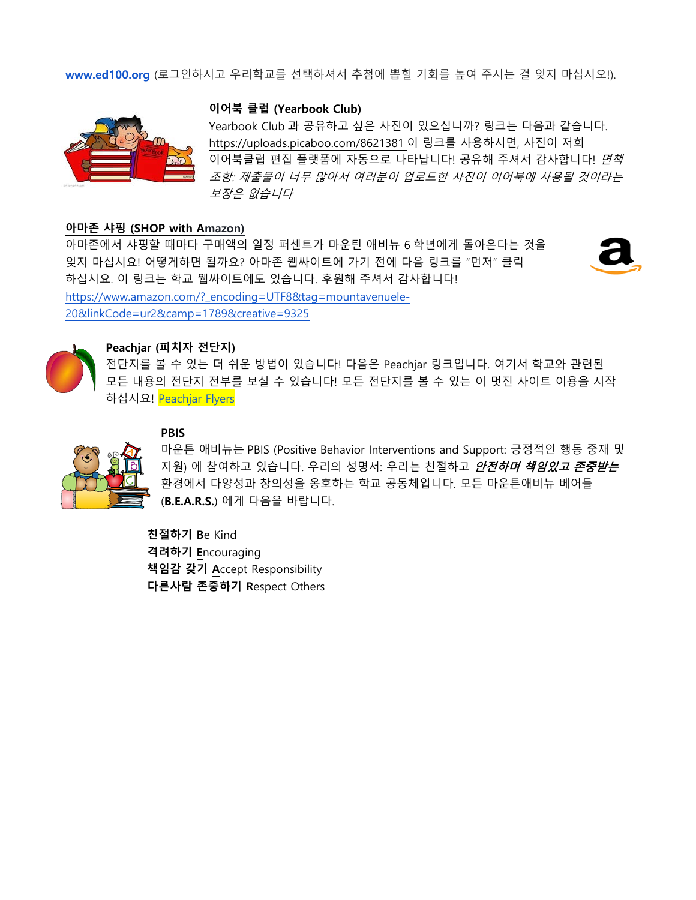**www.ed100.org** (로그인하시고 우리학교를 선택하셔서 추첨에 뽑힐 기회를 높여 주시는 걸 잊지 마십시오!).

**이어북 클럽 (Yearbook Club)**

Yearbook Club 과 공유하고 싶은 사진이 있으십니까? 링크는 다음과 같습니다. https://uploads.picaboo.com/8621381 이 링크를 사용하시면, 사진이 저희 이어북클럽 편집 플랫폼에 자동으로 나타납니다! 공유해 주셔서 감사합니다! *면책 조항: 제출물이 너무 많아서 여러분이 업로드한 사진이 이어북에 사용될 것이라는 보장은 없습니다*

**아마존 샤핑 (SHOP with Amazon)**

아마존에서 샤핑할 때마다 구매액의 일정 퍼센트가 마운틴 애비뉴 6 학년에게 돌아온다는 것을 잊지 마십시요! 어떻게하면 될까요? 아마존 웹싸이트에 가기 전에 다음 링크를 "먼저" 클릭 하십시요. 이 링크는 학교 웹싸이트에도 있습니다. 후원해 주셔서 감사합니다!

https://www.amazon.com/?_encoding=UTF8&tag=mountavenuele-20&linkCode=ur2&camp=1789&creative=9325

**Peachjar (피치자 전단지)**

전단지를 볼 수 있는 더 쉬운 방법이 있습니다! 다음은 Peachjar 링크입니다. 여기서 학교와 관련된 모든 내용의 전단지 전부를 보실 수 있습니다! 모든 전단지를 볼 수 있는 이 멋진 사이트 이용을 시작 하십시요! Peachjar Flyers

**PBIS**

마운튼 애비뉴는 PBIS (Positive Behavior Interventions and Support: 긍정적인 행동 중재 및 지원) 에 참여하고 있습니다. 우리의 성명서: 우리는 친절하고 ***안전하며 책임있고 존중받는*** 환경에서 다양성과 창의성을 옹호하는 학교 공동체입니다. 모든 마운튼애비뉴 베어들 (**B.E.A.R.S.**) 에게 다음을 바랍니다.

**친절하기** **B**e Kind
**격려하기** **E**ncouraging
**책임감 갖기** **A**ccept Responsibility
**다른사람 존중하기** **R**espect Others